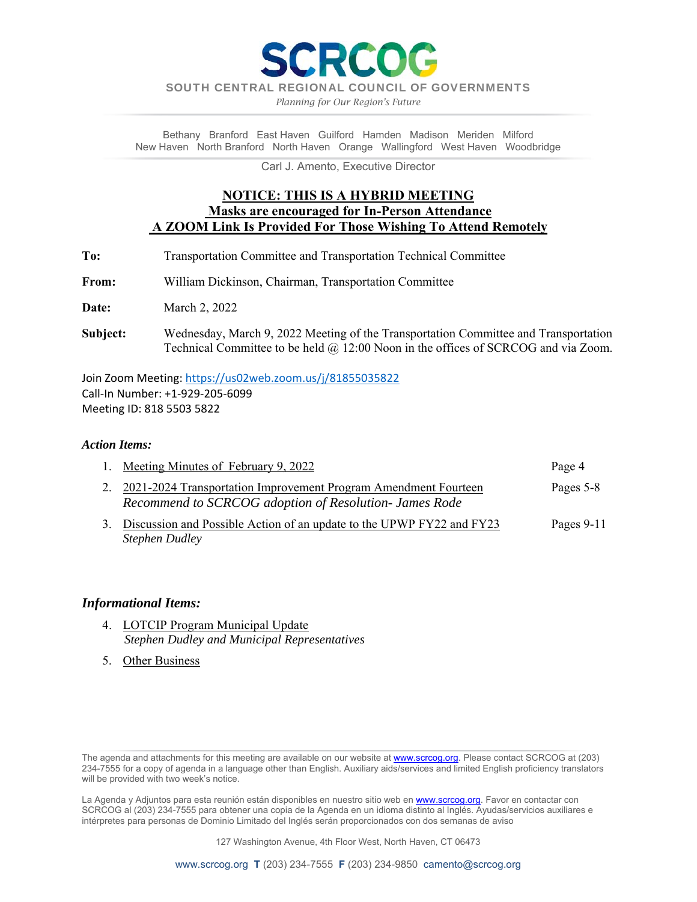# SCRCOG

**SOUTH CENTRAL REGIONAL COUNCIL OF GOVERNMENTS**

*Planning for Our Region's Future*

Bethany Branford East Haven Guilford Hamden Madison Meriden Milford
New Haven North Branford North Haven Orange Wallingford West Haven Woodbridge

Carl J. Amento, Executive Director

**NOTICE: THIS IS A HYBRID MEETING**
**Masks are encouraged for In-Person Attendance**
**A ZOOM Link Is Provided For Those Wishing To Attend Remotely**

**To:** Transportation Committee and Transportation Technical Committee

**From:** William Dickinson, Chairman, Transportation Committee

**Date:** March 2, 2022

**Subject:** Wednesday, March 9, 2022 Meeting of the Transportation Committee and Transportation Technical Committee to be held @ 12:00 Noon in the offices of SCRCOG and via Zoom.

Join Zoom Meeting: https://us02web.zoom.us/j/81855035822
Call-In Number: +1-929-205-6099
Meeting ID: 818 5503 5822

### *Action Items:*

1. Meeting Minutes of February 9, 2022 — Page 4
2. 2021-2024 Transportation Improvement Program Amendment Fourteen — Pages 5-8
   *Recommend to SCRCOG adoption of Resolution- James Rode*
3. Discussion and Possible Action of an update to the UPWP FY22 and FY23 — Pages 9-11
   *Stephen Dudley*

### *Informational Items:*

4. LOTCIP Program Municipal Update
   *Stephen Dudley and Municipal Representatives*
5. Other Business

The agenda and attachments for this meeting are available on our website at www.scrcog.org. Please contact SCRCOG at (203) 234-7555 for a copy of agenda in a language other than English. Auxiliary aids/services and limited English proficiency translators will be provided with two week's notice.

La Agenda y Adjuntos para esta reunión están disponibles en nuestro sitio web en www.scrcog.org. Favor en contactar con SCRCOG al (203) 234-7555 para obtener una copia de la Agenda en un idioma distinto al Inglés. Ayudas/servicios auxiliares e intérpretes para personas de Dominio Limitado del Inglés serán proporcionados con dos semanas de aviso

127 Washington Avenue, 4th Floor West, North Haven, CT 06473

www.scrcog.org **T** (203) 234-7555 **F** (203) 234-9850 camento@scrcog.org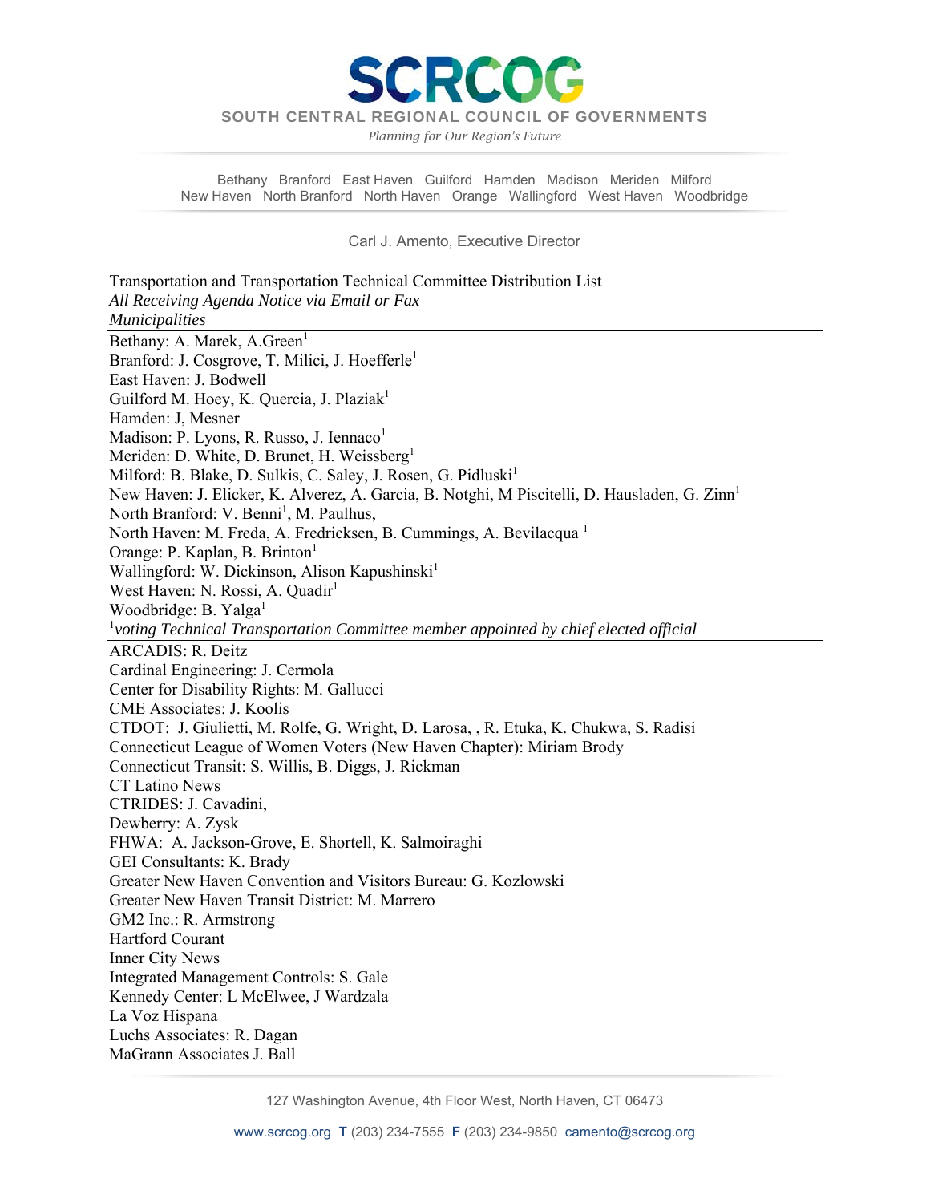# SCRCOG

**SOUTH CENTRAL REGIONAL COUNCIL OF GOVERNMENTS**

*Planning for Our Region's Future*

Bethany Branford East Haven Guilford Hamden Madison Meriden Milford
New Haven North Branford North Haven Orange Wallingford West Haven Woodbridge

Carl J. Amento, Executive Director

Transportation and Transportation Technical Committee Distribution List
*All Receiving Agenda Notice via Email or Fax*
*Municipalities*

Bethany: A. Marek, A.Green[1]
Branford: J. Cosgrove, T. Milici, J. Hoefferle[1]
East Haven: J. Bodwell
Guilford M. Hoey, K. Quercia, J. Plaziak[1]
Hamden: J, Mesner
Madison: P. Lyons, R. Russo, J. Iennaco[1]
Meriden: D. White, D. Brunet, H. Weissberg[1]
Milford: B. Blake, D. Sulkis, C. Saley, J. Rosen, G. Pidluski[1]
New Haven: J. Elicker, K. Alverez, A. Garcia, B. Notghi, M Piscitelli, D. Hausladen, G. Zinn[1]
North Branford: V. Benni[1], M. Paulhus,
North Haven: M. Freda, A. Fredricksen, B. Cummings, A. Bevilacqua [1]
Orange: P. Kaplan, B. Brinton[1]
Wallingford: W. Dickinson, Alison Kapushinski[1]
West Haven: N. Rossi, A. Quadir[1]
Woodbridge: B. Yalga[1]

[1]*voting Technical Transportation Committee member appointed by chief elected official*

---

ARCADIS: R. Deitz
Cardinal Engineering: J. Cermola
Center for Disability Rights: M. Gallucci
CME Associates: J. Koolis
CTDOT: J. Giulietti, M. Rolfe, G. Wright, D. Larosa, , R. Etuka, K. Chukwa, S. Radisi
Connecticut League of Women Voters (New Haven Chapter): Miriam Brody
Connecticut Transit: S. Willis, B. Diggs, J. Rickman
CT Latino News
CTRIDES: J. Cavadini,
Dewberry: A. Zysk
FHWA: A. Jackson-Grove, E. Shortell, K. Salmoiraghi
GEI Consultants: K. Brady
Greater New Haven Convention and Visitors Bureau: G. Kozlowski
Greater New Haven Transit District: M. Marrero
GM2 Inc.: R. Armstrong
Hartford Courant
Inner City News
Integrated Management Controls: S. Gale
Kennedy Center: L McElwee, J Wardzala
La Voz Hispana
Luchs Associates: R. Dagan
MaGrann Associates J. Ball

127 Washington Avenue, 4th Floor West, North Haven, CT 06473

www.scrcog.org **T** (203) 234-7555 **F** (203) 234-9850 camento@scrcog.org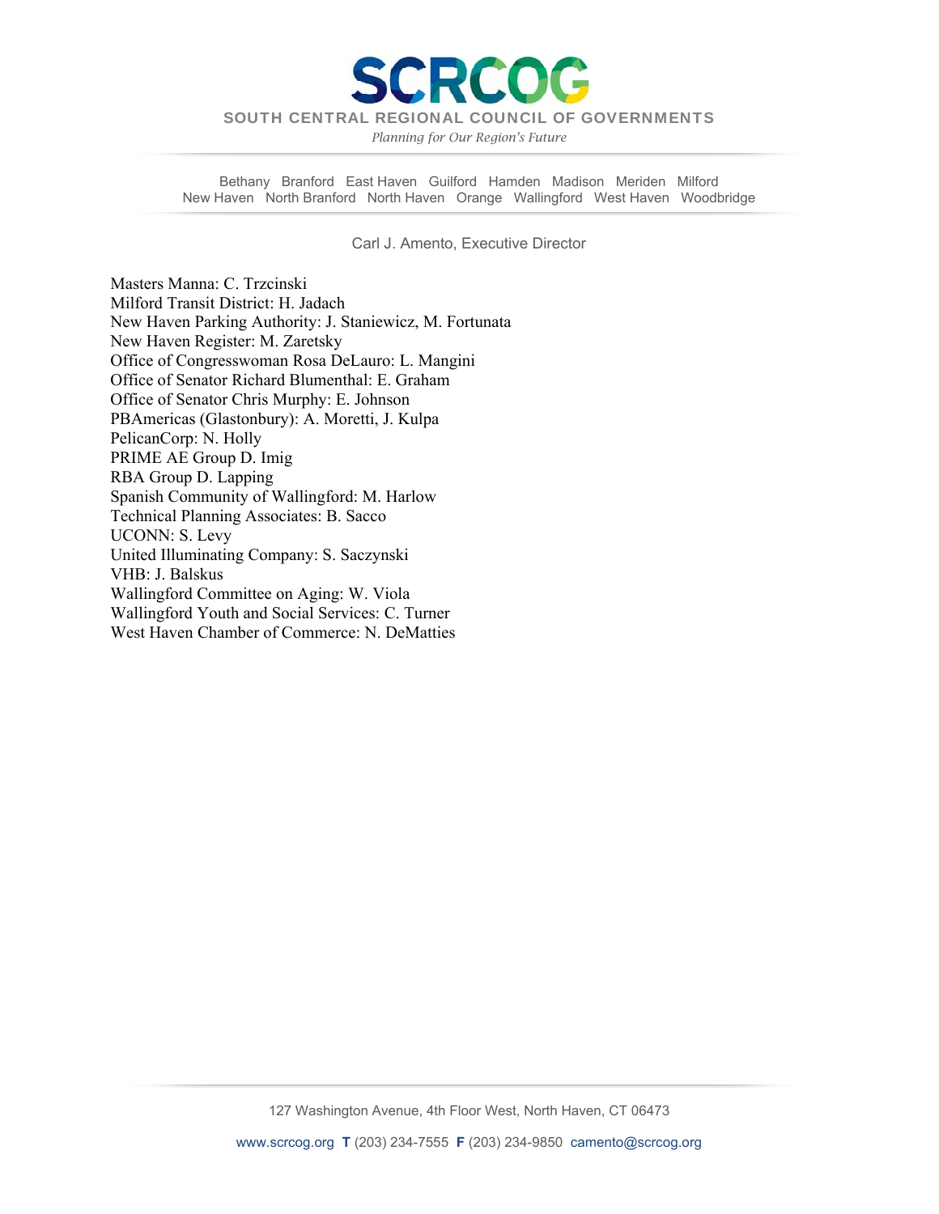Masters Manna: C. Trzcinski
Milford Transit District: H. Jadach
New Haven Parking Authority: J. Staniewicz, M. Fortunata
New Haven Register: M. Zaretsky
Office of Congresswoman Rosa DeLauro: L. Mangini
Office of Senator Richard Blumenthal: E. Graham
Office of Senator Chris Murphy: E. Johnson
PBAmericas (Glastonbury): A. Moretti, J. Kulpa
PelicanCorp: N. Holly
PRIME AE Group D. Imig
RBA Group D. Lapping
Spanish Community of Wallingford: M. Harlow
Technical Planning Associates: B. Sacco
UCONN: S. Levy
United Illuminating Company: S. Saczynski
VHB: J. Balskus
Wallingford Committee on Aging: W. Viola
Wallingford Youth and Social Services: C. Turner
West Haven Chamber of Commerce: N. DeMatties